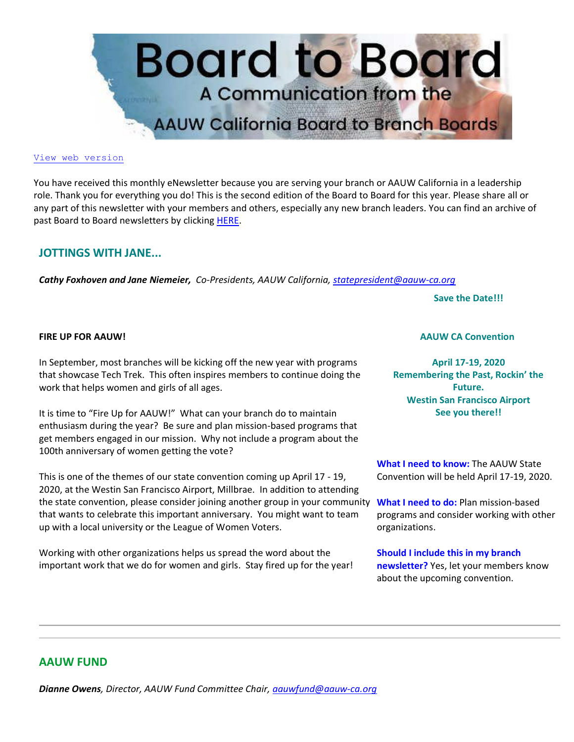# Board to Board

## A Communication from the AAUW California Board to Branch Boards

[View web version]

You have received this monthly eNewsletter because you are serving your branch or AAUW California in a leadership role. Thank you for everything you do! This is the second edition of the Board to Board for this year. Please share all or any part of this newsletter with your members and others, especially any new branch leaders. You can find an archive of past Board to Board newsletters by clicking [HERE].

## JOTTINGS WITH JANE...

***Cathy Foxhoven and Jane Niemeier,*** *Co-Presidents, AAUW California, statepresident@aauw-ca.org*

**FIRE UP FOR AAUW!**

In September, most branches will be kicking off the new year with programs that showcase Tech Trek. This often inspires members to continue doing the work that helps women and girls of all ages.

It is time to "Fire Up for AAUW!" What can your branch do to maintain enthusiasm during the year? Be sure and plan mission-based programs that get members engaged in our mission. Why not include a program about the 100th anniversary of women getting the vote?

This is one of the themes of our state convention coming up April 17 - 19, 2020, at the Westin San Francisco Airport, Millbrae. In addition to attending the state convention, please consider joining another group in your community that wants to celebrate this important anniversary. You might want to team up with a local university or the League of Women Voters.

Working with other organizations helps us spread the word about the important work that we do for women and girls. Stay fired up for the year!

**Save the Date!!!**

**AAUW CA Convention**

**April 17-19, 2020**
**Remembering the Past, Rockin' the Future.**
**Westin San Francisco Airport**
**See you there!!**

**What I need to know:** The AAUW State Convention will be held April 17-19, 2020.

**What I need to do:** Plan mission-based programs and consider working with other organizations.

**Should I include this in my branch newsletter?** Yes, let your members know about the upcoming convention.

---

## AAUW FUND

***Dianne Owens****, Director, AAUW Fund Committee Chair, aauwfund@aauw-ca.org*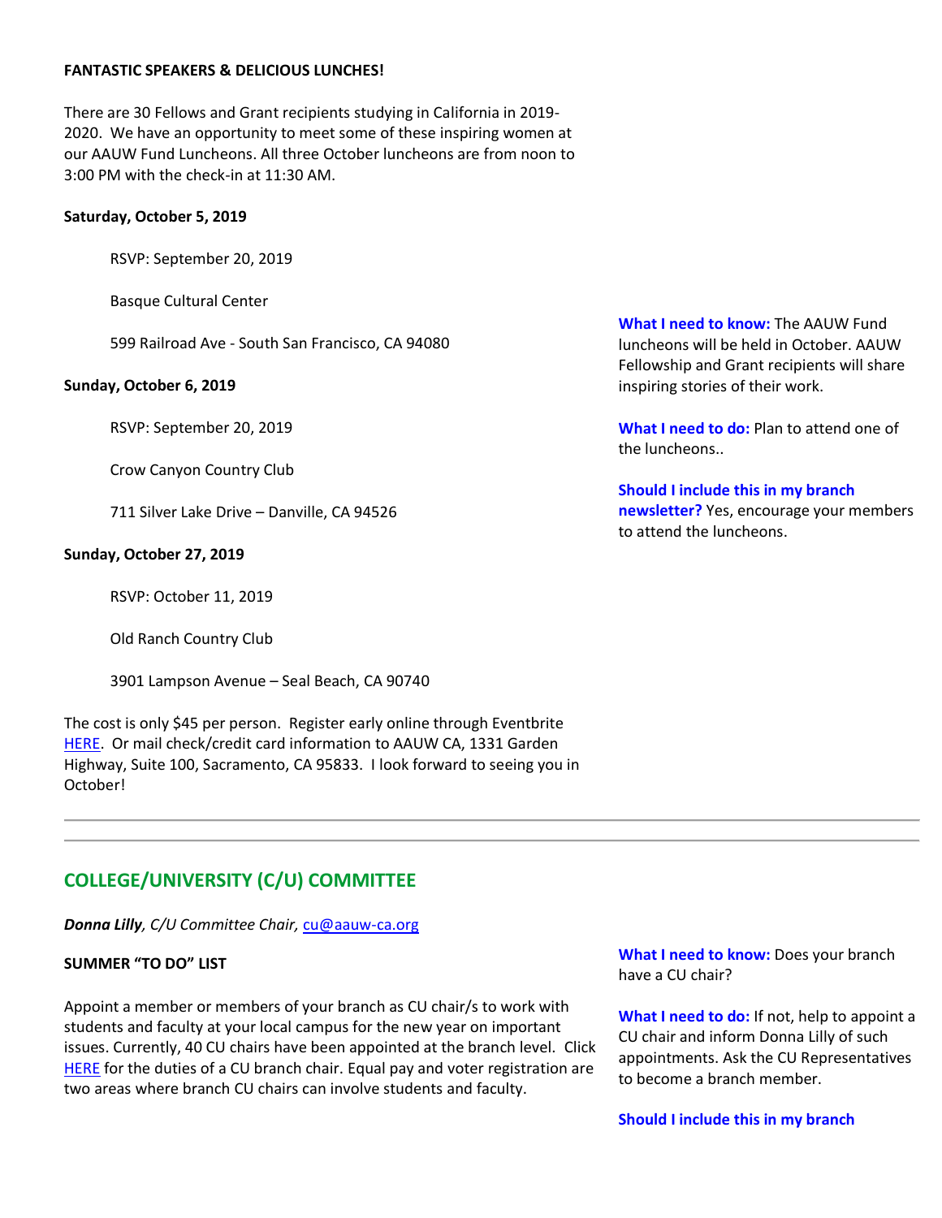**FANTASTIC SPEAKERS & DELICIOUS LUNCHES!**

There are 30 Fellows and Grant recipients studying in California in 2019-2020. We have an opportunity to meet some of these inspiring women at our AAUW Fund Luncheons. All three October luncheons are from noon to 3:00 PM with the check-in at 11:30 AM.

**Saturday, October 5, 2019**

RSVP: September 20, 2019

Basque Cultural Center

599 Railroad Ave - South San Francisco, CA 94080

**Sunday, October 6, 2019**

RSVP: September 20, 2019

Crow Canyon Country Club

711 Silver Lake Drive – Danville, CA 94526

**Sunday, October 27, 2019**

RSVP: October 11, 2019

Old Ranch Country Club

3901 Lampson Avenue – Seal Beach, CA 90740

The cost is only $45 per person. Register early online through Eventbrite HERE. Or mail check/credit card information to AAUW CA, 1331 Garden Highway, Suite 100, Sacramento, CA 95833. I look forward to seeing you in October!

**What I need to know:** The AAUW Fund luncheons will be held in October. AAUW Fellowship and Grant recipients will share inspiring stories of their work.

**What I need to do:** Plan to attend one of the luncheons..

**Should I include this in my branch newsletter?** Yes, encourage your members to attend the luncheons.

---

## COLLEGE/UNIVERSITY (C/U) COMMITTEE

***Donna Lilly**, C/U Committee Chair,* cu@aauw-ca.org

**SUMMER "TO DO" LIST**

Appoint a member or members of your branch as CU chair/s to work with students and faculty at your local campus for the new year on important issues. Currently, 40 CU chairs have been appointed at the branch level. Click HERE for the duties of a CU branch chair. Equal pay and voter registration are two areas where branch CU chairs can involve students and faculty.

**What I need to know:** Does your branch have a CU chair?

**What I need to do:** If not, help to appoint a CU chair and inform Donna Lilly of such appointments. Ask the CU Representatives to become a branch member.

**Should I include this in my branch**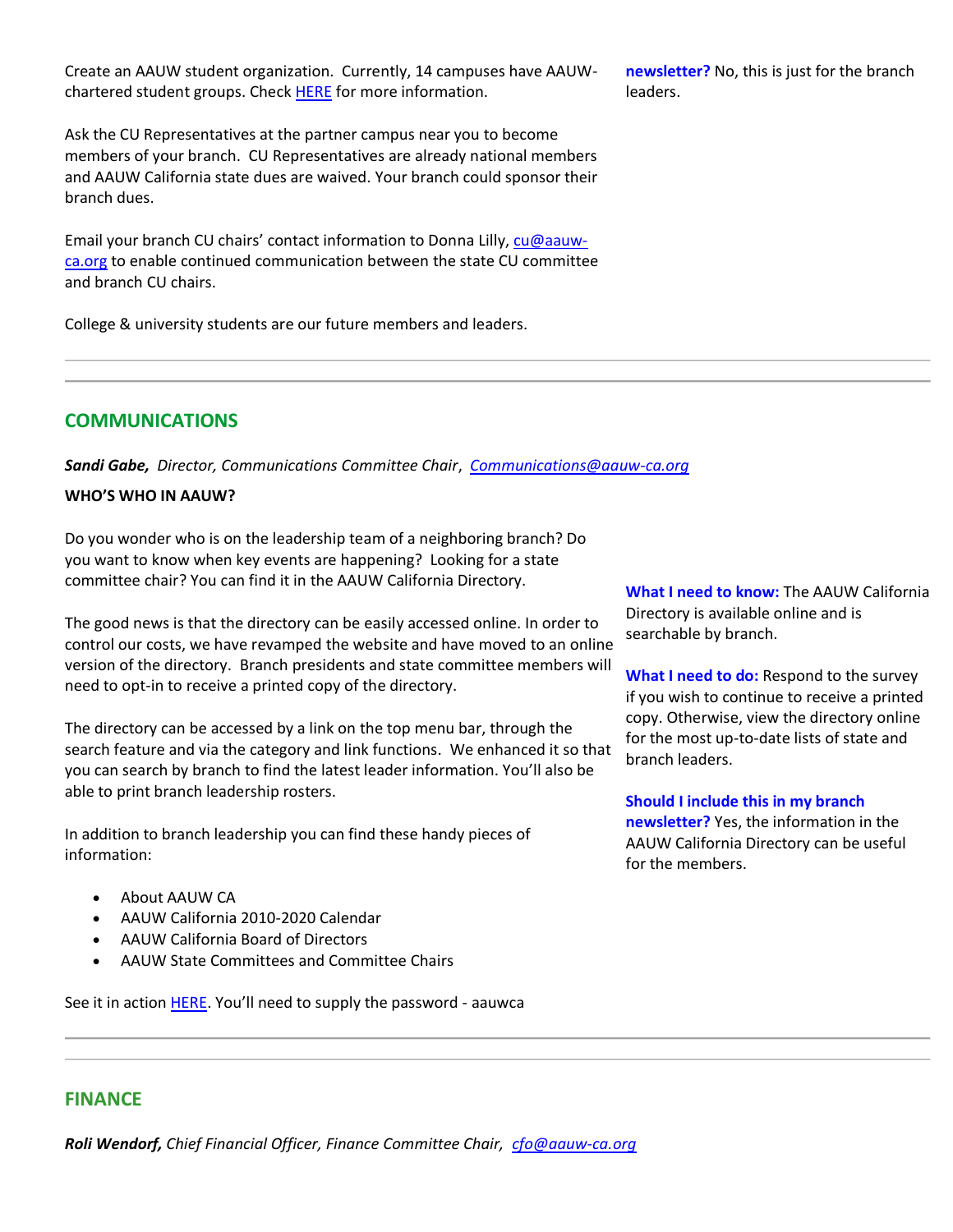Create an AAUW student organization. Currently, 14 campuses have AAUW-chartered student groups. Check [HERE](#) for more information.

Ask the CU Representatives at the partner campus near you to become members of your branch. CU Representatives are already national members and AAUW California state dues are waived. Your branch could sponsor their branch dues.

Email your branch CU chairs' contact information to Donna Lilly, cu@aauw-ca.org to enable continued communication between the state CU committee and branch CU chairs.

College & university students are our future members and leaders.

**newsletter?** No, this is just for the branch leaders.

---

## COMMUNICATIONS

***Sandi Gabe,*** *Director, Communications Committee Chair*, *Communications@aauw-ca.org*

**WHO'S WHO IN AAUW?**

Do you wonder who is on the leadership team of a neighboring branch? Do you want to know when key events are happening? Looking for a state committee chair? You can find it in the AAUW California Directory.

The good news is that the directory can be easily accessed online. In order to control our costs, we have revamped the website and have moved to an online version of the directory. Branch presidents and state committee members will need to opt-in to receive a printed copy of the directory.

The directory can be accessed by a link on the top menu bar, through the search feature and via the category and link functions. We enhanced it so that you can search by branch to find the latest leader information. You'll also be able to print branch leadership rosters.

In addition to branch leadership you can find these handy pieces of information:

- About AAUW CA
- AAUW California 2010-2020 Calendar
- AAUW California Board of Directors
- AAUW State Committees and Committee Chairs

See it in action [HERE](#). You'll need to supply the password - aauwca

**What I need to know:** The AAUW California Directory is available online and is searchable by branch.

**What I need to do:** Respond to the survey if you wish to continue to receive a printed copy. Otherwise, view the directory online for the most up-to-date lists of state and branch leaders.

**Should I include this in my branch newsletter?** Yes, the information in the AAUW California Directory can be useful for the members.

---

## FINANCE

***Roli Wendorf,*** *Chief Financial Officer, Finance Committee Chair*, *cfo@aauw-ca.org*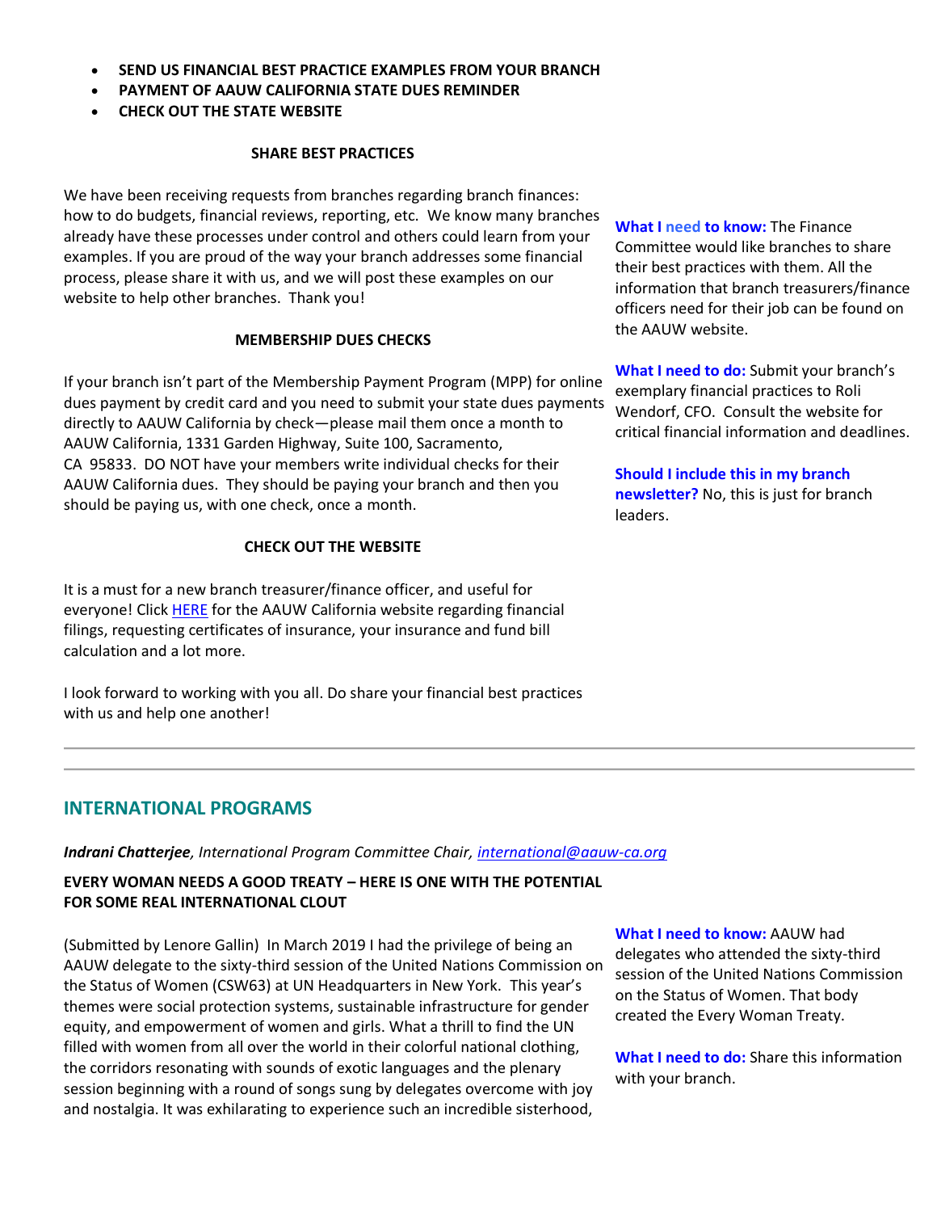- **SEND US FINANCIAL BEST PRACTICE EXAMPLES FROM YOUR BRANCH**
- **PAYMENT OF AAUW CALIFORNIA STATE DUES REMINDER**
- **CHECK OUT THE STATE WEBSITE**

**SHARE BEST PRACTICES**

We have been receiving requests from branches regarding branch finances: how to do budgets, financial reviews, reporting, etc. We know many branches already have these processes under control and others could learn from your examples. If you are proud of the way your branch addresses some financial process, please share it with us, and we will post these examples on our website to help other branches. Thank you!

**MEMBERSHIP DUES CHECKS**

If your branch isn't part of the Membership Payment Program (MPP) for online dues payment by credit card and you need to submit your state dues payments directly to AAUW California by check—please mail them once a month to AAUW California, 1331 Garden Highway, Suite 100, Sacramento, CA 95833. DO NOT have your members write individual checks for their AAUW California dues. They should be paying your branch and then you should be paying us, with one check, once a month.

**CHECK OUT THE WEBSITE**

It is a must for a new branch treasurer/finance officer, and useful for everyone! Click [HERE] for the AAUW California website regarding financial filings, requesting certificates of insurance, your insurance and fund bill calculation and a lot more.

I look forward to working with you all. Do share your financial best practices with us and help one another!

**What I need to know:** The Finance Committee would like branches to share their best practices with them. All the information that branch treasurers/finance officers need for their job can be found on the AAUW website.

**What I need to do:** Submit your branch's exemplary financial practices to Roli Wendorf, CFO. Consult the website for critical financial information and deadlines.

**Should I include this in my branch newsletter?** No, this is just for branch leaders.

---

## INTERNATIONAL PROGRAMS

***Indrani Chatterjee**, International Program Committee Chair, international@aauw-ca.org*

**EVERY WOMAN NEEDS A GOOD TREATY – HERE IS ONE WITH THE POTENTIAL FOR SOME REAL INTERNATIONAL CLOUT**

(Submitted by Lenore Gallin) In March 2019 I had the privilege of being an AAUW delegate to the sixty-third session of the United Nations Commission on the Status of Women (CSW63) at UN Headquarters in New York. This year's themes were social protection systems, sustainable infrastructure for gender equity, and empowerment of women and girls. What a thrill to find the UN filled with women from all over the world in their colorful national clothing, the corridors resonating with sounds of exotic languages and the plenary session beginning with a round of songs sung by delegates overcome with joy and nostalgia. It was exhilarating to experience such an incredible sisterhood,

**What I need to know:** AAUW had delegates who attended the sixty-third session of the United Nations Commission on the Status of Women. That body created the Every Woman Treaty.

**What I need to do:** Share this information with your branch.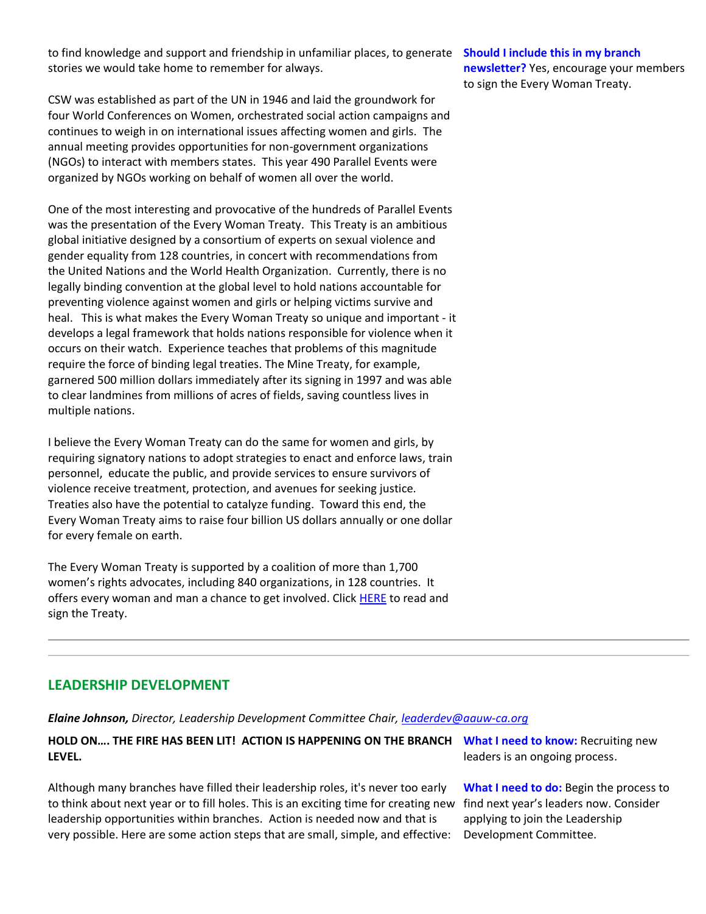to find knowledge and support and friendship in unfamiliar places, to generate stories we would take home to remember for always.

**Should I include this in my branch newsletter?** Yes, encourage your members to sign the Every Woman Treaty.

CSW was established as part of the UN in 1946 and laid the groundwork for four World Conferences on Women, orchestrated social action campaigns and continues to weigh in on international issues affecting women and girls. The annual meeting provides opportunities for non-government organizations (NGOs) to interact with members states. This year 490 Parallel Events were organized by NGOs working on behalf of women all over the world.

One of the most interesting and provocative of the hundreds of Parallel Events was the presentation of the Every Woman Treaty. This Treaty is an ambitious global initiative designed by a consortium of experts on sexual violence and gender equality from 128 countries, in concert with recommendations from the United Nations and the World Health Organization. Currently, there is no legally binding convention at the global level to hold nations accountable for preventing violence against women and girls or helping victims survive and heal. This is what makes the Every Woman Treaty so unique and important - it develops a legal framework that holds nations responsible for violence when it occurs on their watch. Experience teaches that problems of this magnitude require the force of binding legal treaties. The Mine Treaty, for example, garnered 500 million dollars immediately after its signing in 1997 and was able to clear landmines from millions of acres of fields, saving countless lives in multiple nations.

I believe the Every Woman Treaty can do the same for women and girls, by requiring signatory nations to adopt strategies to enact and enforce laws, train personnel, educate the public, and provide services to ensure survivors of violence receive treatment, protection, and avenues for seeking justice. Treaties also have the potential to catalyze funding. Toward this end, the Every Woman Treaty aims to raise four billion US dollars annually or one dollar for every female on earth.

The Every Woman Treaty is supported by a coalition of more than 1,700 women's rights advocates, including 840 organizations, in 128 countries. It offers every woman and man a chance to get involved. Click [HERE] to read and sign the Treaty.

---

## LEADERSHIP DEVELOPMENT

***Elaine Johnson,*** *Director, Leadership Development Committee Chair, leaderdev@aauw-ca.org*

**HOLD ON…. THE FIRE HAS BEEN LIT! ACTION IS HAPPENING ON THE BRANCH LEVEL.**

**What I need to know:** Recruiting new leaders is an ongoing process.

**What I need to do:** Begin the process to find next year's leaders now. Consider applying to join the Leadership Development Committee.

Although many branches have filled their leadership roles, it's never too early to think about next year or to fill holes. This is an exciting time for creating new leadership opportunities within branches. Action is needed now and that is very possible. Here are some action steps that are small, simple, and effective: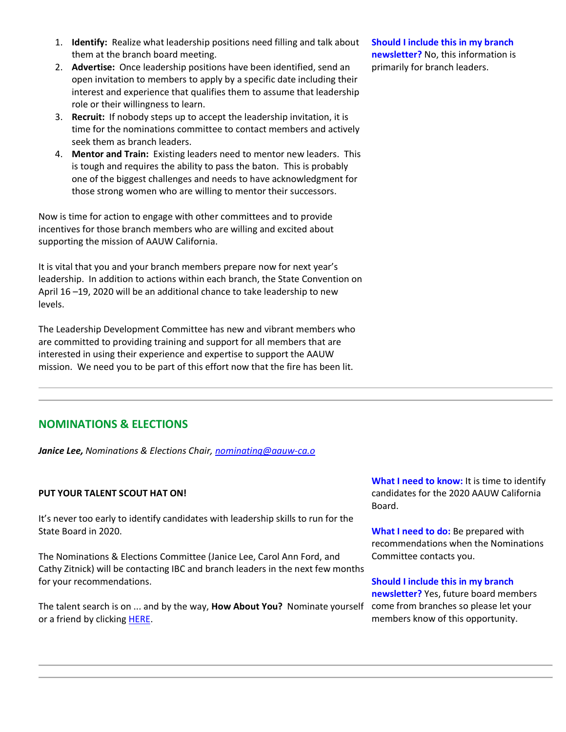1. **Identify:** Realize what leadership positions need filling and talk about them at the branch board meeting.
2. **Advertise:** Once leadership positions have been identified, send an open invitation to members to apply by a specific date including their interest and experience that qualifies them to assume that leadership role or their willingness to learn.
3. **Recruit:** If nobody steps up to accept the leadership invitation, it is time for the nominations committee to contact members and actively seek them as branch leaders.
4. **Mentor and Train:** Existing leaders need to mentor new leaders. This is tough and requires the ability to pass the baton. This is probably one of the biggest challenges and needs to have acknowledgment for those strong women who are willing to mentor their successors.

Now is time for action to engage with other committees and to provide incentives for those branch members who are willing and excited about supporting the mission of AAUW California.

It is vital that you and your branch members prepare now for next year's leadership. In addition to actions within each branch, the State Convention on April 16 –19, 2020 will be an additional chance to take leadership to new levels.

The Leadership Development Committee has new and vibrant members who are committed to providing training and support for all members that are interested in using their experience and expertise to support the AAUW mission. We need you to be part of this effort now that the fire has been lit.

**Should I include this in my branch newsletter?** No, this information is primarily for branch leaders.

---

## NOMINATIONS & ELECTIONS

***Janice Lee,*** *Nominations & Elections Chair, nominating@aauw-ca.o*

**PUT YOUR TALENT SCOUT HAT ON!**

It's never too early to identify candidates with leadership skills to run for the State Board in 2020.

The Nominations & Elections Committee (Janice Lee, Carol Ann Ford, and Cathy Zitnick) will be contacting IBC and branch leaders in the next few months for your recommendations.

The talent search is on ... and by the way, **How About You?** Nominate yourself or a friend by clicking HERE.

**What I need to know:** It is time to identify candidates for the 2020 AAUW California Board.

**What I need to do:** Be prepared with recommendations when the Nominations Committee contacts you.

**Should I include this in my branch newsletter?** Yes, future board members come from branches so please let your members know of this opportunity.

---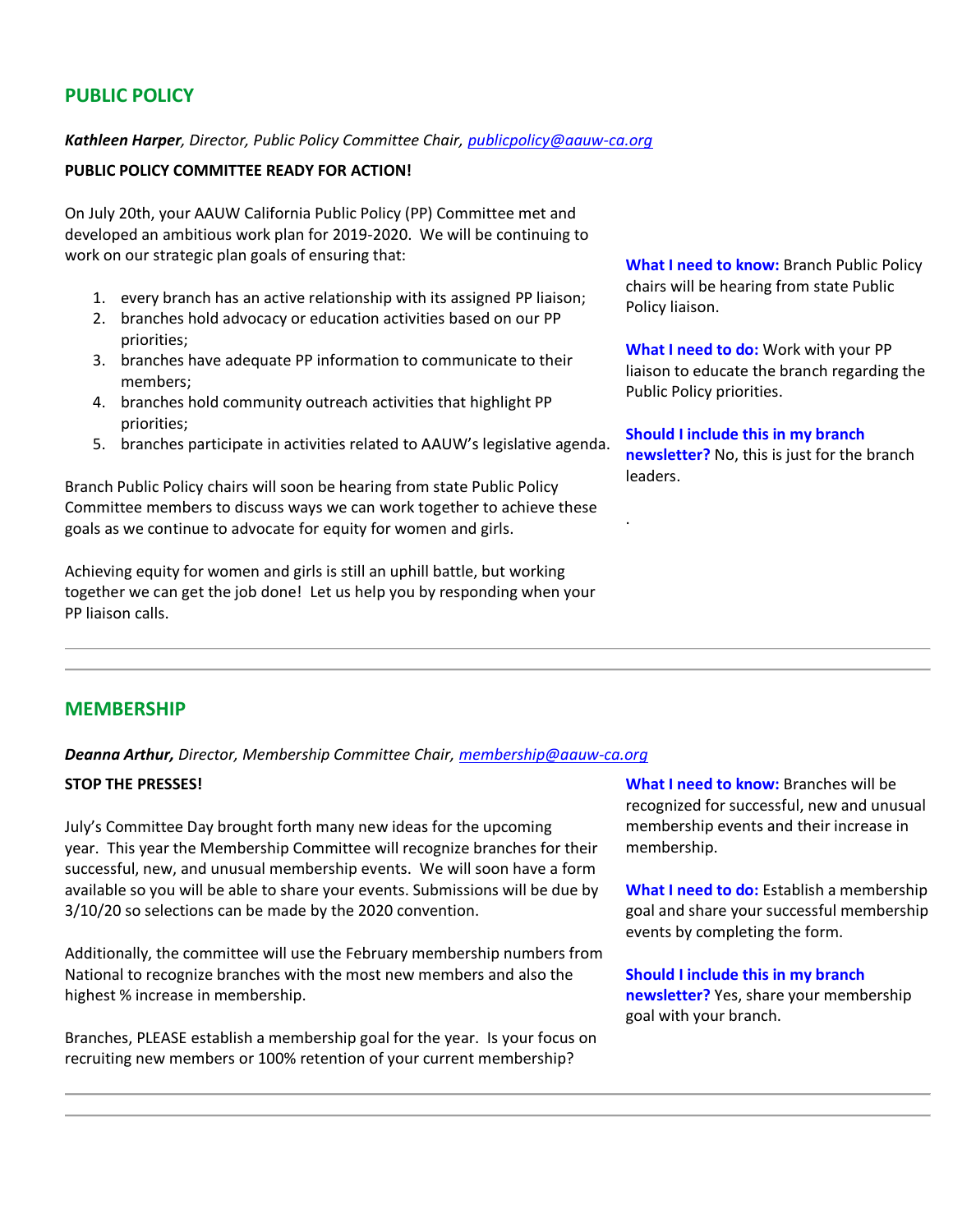## PUBLIC POLICY

***Kathleen Harper**, Director, Public Policy Committee Chair, publicpolicy@aauw-ca.org*

**PUBLIC POLICY COMMITTEE READY FOR ACTION!**

On July 20th, your AAUW California Public Policy (PP) Committee met and developed an ambitious work plan for 2019-2020. We will be continuing to work on our strategic plan goals of ensuring that:

1. every branch has an active relationship with its assigned PP liaison;
2. branches hold advocacy or education activities based on our PP priorities;
3. branches have adequate PP information to communicate to their members;
4. branches hold community outreach activities that highlight PP priorities;
5. branches participate in activities related to AAUW's legislative agenda.

Branch Public Policy chairs will soon be hearing from state Public Policy Committee members to discuss ways we can work together to achieve these goals as we continue to advocate for equity for women and girls.

Achieving equity for women and girls is still an uphill battle, but working together we can get the job done! Let us help you by responding when your PP liaison calls.

**What I need to know:** Branch Public Policy chairs will be hearing from state Public Policy liaison.

**What I need to do:** Work with your PP liaison to educate the branch regarding the Public Policy priorities.

**Should I include this in my branch newsletter?** No, this is just for the branch leaders.

.

---

## MEMBERSHIP

***Deanna Arthur,** Director, Membership Committee Chair, membership@aauw-ca.org*

**STOP THE PRESSES!**

July's Committee Day brought forth many new ideas for the upcoming year. This year the Membership Committee will recognize branches for their successful, new, and unusual membership events. We will soon have a form available so you will be able to share your events. Submissions will be due by 3/10/20 so selections can be made by the 2020 convention.

Additionally, the committee will use the February membership numbers from National to recognize branches with the most new members and also the highest % increase in membership.

Branches, PLEASE establish a membership goal for the year. Is your focus on recruiting new members or 100% retention of your current membership?

**What I need to know:** Branches will be recognized for successful, new and unusual membership events and their increase in membership.

**What I need to do:** Establish a membership goal and share your successful membership events by completing the form.

**Should I include this in my branch newsletter?** Yes, share your membership goal with your branch.

---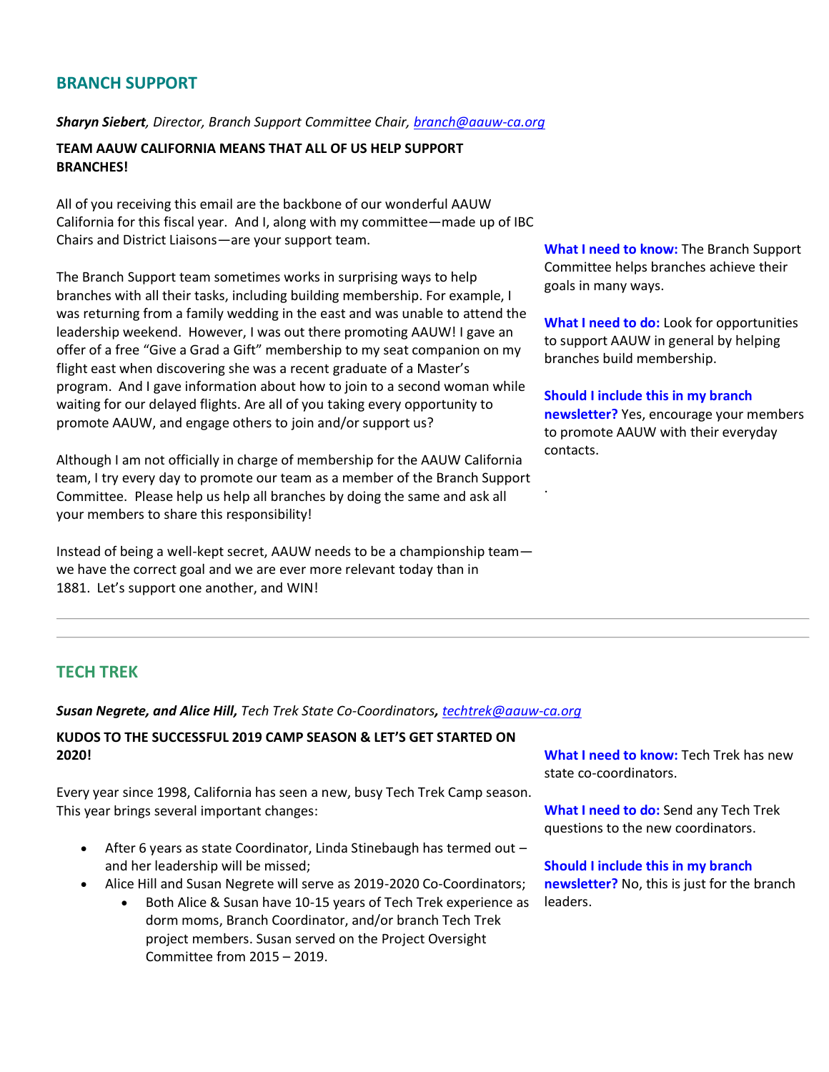## BRANCH SUPPORT

***Sharyn Siebert**, Director, Branch Support Committee Chair, branch@aauw-ca.org*

**TEAM AAUW CALIFORNIA MEANS THAT ALL OF US HELP SUPPORT BRANCHES!**

All of you receiving this email are the backbone of our wonderful AAUW California for this fiscal year. And I, along with my committee—made up of IBC Chairs and District Liaisons—are your support team.

The Branch Support team sometimes works in surprising ways to help branches with all their tasks, including building membership. For example, I was returning from a family wedding in the east and was unable to attend the leadership weekend. However, I was out there promoting AAUW! I gave an offer of a free "Give a Grad a Gift" membership to my seat companion on my flight east when discovering she was a recent graduate of a Master's program. And I gave information about how to join to a second woman while waiting for our delayed flights. Are all of you taking every opportunity to promote AAUW, and engage others to join and/or support us?

Although I am not officially in charge of membership for the AAUW California team, I try every day to promote our team as a member of the Branch Support Committee. Please help us help all branches by doing the same and ask all your members to share this responsibility!

Instead of being a well-kept secret, AAUW needs to be a championship team—we have the correct goal and we are ever more relevant today than in 1881. Let's support one another, and WIN!

**What I need to know:** The Branch Support Committee helps branches achieve their goals in many ways.

**What I need to do:** Look for opportunities to support AAUW in general by helping branches build membership.

**Should I include this in my branch newsletter?** Yes, encourage your members to promote AAUW with their everyday contacts.

.

---

## TECH TREK

***Susan Negrete, and Alice Hill,** Tech Trek State Co-Coordinators, techtrek@aauw-ca.org*

**KUDOS TO THE SUCCESSFUL 2019 CAMP SEASON & LET'S GET STARTED ON 2020!**

Every year since 1998, California has seen a new, busy Tech Trek Camp season. This year brings several important changes:

- After 6 years as state Coordinator, Linda Stinebaugh has termed out – and her leadership will be missed;
- Alice Hill and Susan Negrete will serve as 2019-2020 Co-Coordinators;
  - Both Alice & Susan have 10-15 years of Tech Trek experience as dorm moms, Branch Coordinator, and/or branch Tech Trek project members. Susan served on the Project Oversight Committee from 2015 – 2019.

**What I need to know:** Tech Trek has new state co-coordinators.

**What I need to do:** Send any Tech Trek questions to the new coordinators.

**Should I include this in my branch newsletter?** No, this is just for the branch leaders.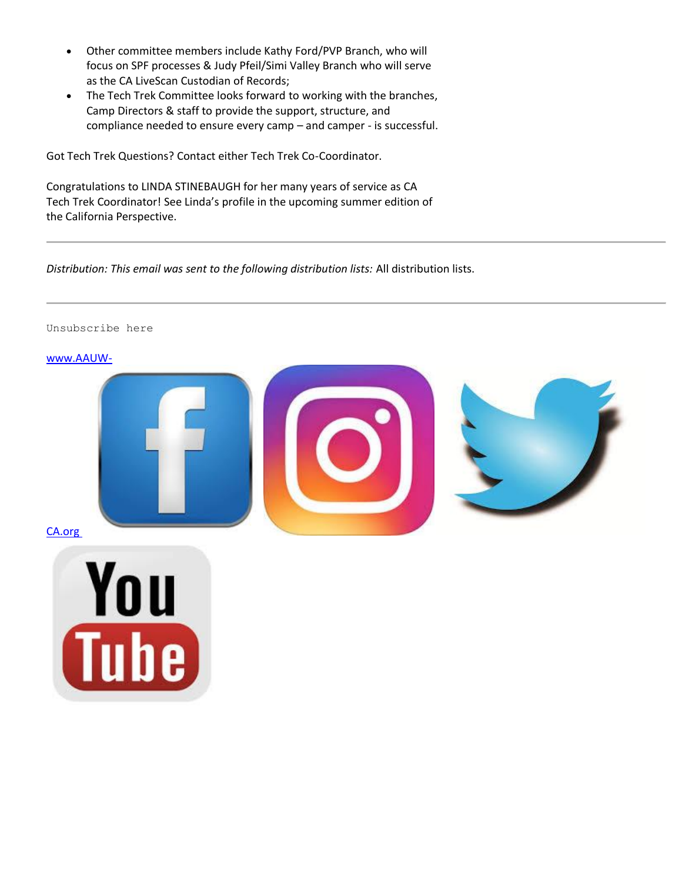- Other committee members include Kathy Ford/PVP Branch, who will focus on SPF processes & Judy Pfeil/Simi Valley Branch who will serve as the CA LiveScan Custodian of Records;
- The Tech Trek Committee looks forward to working with the branches, Camp Directors & staff to provide the support, structure, and compliance needed to ensure every camp – and camper - is successful.

Got Tech Trek Questions? Contact either Tech Trek Co-Coordinator.

Congratulations to LINDA STINEBAUGH for her many years of service as CA Tech Trek Coordinator! See Linda's profile in the upcoming summer edition of the California Perspective.

---

*Distribution: This email was sent to the following distribution lists:* All distribution lists.

---

Unsubscribe here

www.AAUW-CA.org